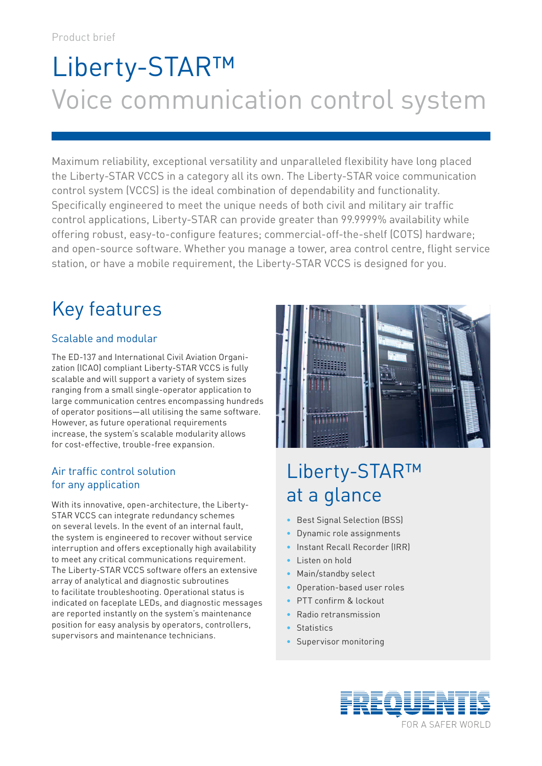Product brief

# Liberty-STAR™
# Voice communication control system

Maximum reliability, exceptional versatility and unparalleled flexibility have long placed the Liberty-STAR VCCS in a category all its own. The Liberty-STAR voice communication control system (VCCS) is the ideal combination of dependability and functionality. Specifically engineered to meet the unique needs of both civil and military air traffic control applications, Liberty-STAR can provide greater than 99.9999% availability while offering robust, easy-to-configure features; commercial-off-the-shelf (COTS) hardware; and open-source software. Whether you manage a tower, area control centre, flight service station, or have a mobile requirement, the Liberty-STAR VCCS is designed for you.

## Key features

### Scalable and modular

The ED-137 and International Civil Aviation Organization (ICAO) compliant Liberty-STAR VCCS is fully scalable and will support a variety of system sizes ranging from a small single-operator application to large communication centres encompassing hundreds of operator positions—all utilising the same software. However, as future operational requirements increase, the system's scalable modularity allows for cost-effective, trouble-free expansion.

### Air traffic control solution for any application

With its innovative, open-architecture, the Liberty-STAR VCCS can integrate redundancy schemes on several levels. In the event of an internal fault, the system is engineered to recover without service interruption and offers exceptionally high availability to meet any critical communications requirement. The Liberty-STAR VCCS software offers an extensive array of analytical and diagnostic subroutines to facilitate troubleshooting. Operational status is indicated on faceplate LEDs, and diagnostic messages are reported instantly on the system's maintenance position for easy analysis by operators, controllers, supervisors and maintenance technicians.

## Liberty-STAR™ at a glance

- Best Signal Selection (BSS)
- Dynamic role assignments
- Instant Recall Recorder (IRR)
- Listen on hold
- Main/standby select
- Operation-based user roles
- PTT confirm & lockout
- Radio retransmission
- Statistics
- Supervisor monitoring

FREQUENTIS
FOR A SAFER WORLD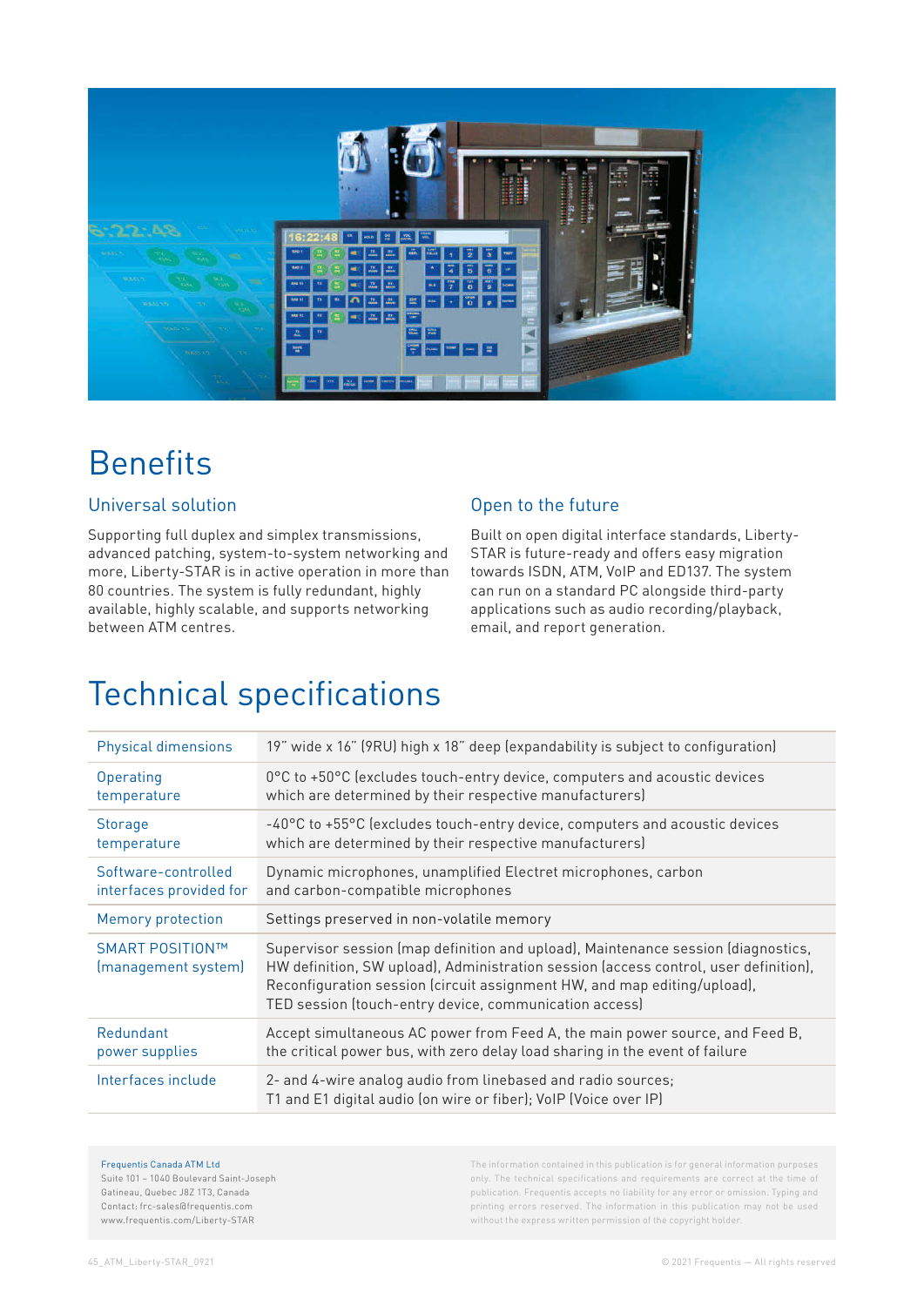# Benefits

## Universal solution

Supporting full duplex and simplex transmissions, advanced patching, system-to-system networking and more, Liberty-STAR is in active operation in more than 80 countries. The system is fully redundant, highly available, highly scalable, and supports networking between ATM centres.

## Open to the future

Built on open digital interface standards, Liberty-STAR is future-ready and offers easy migration towards ISDN, ATM, VoIP and ED137. The system can run on a standard PC alongside third-party applications such as audio recording/playback, email, and report generation.

# Technical specifications

| | |
|---|---|
| Physical dimensions | 19" wide x 16" (9RU) high x 18" deep (expandability is subject to configuration) |
| Operating temperature | 0°C to +50°C (excludes touch-entry device, computers and acoustic devices which are determined by their respective manufacturers) |
| Storage temperature | -40°C to +55°C (excludes touch-entry device, computers and acoustic devices which are determined by their respective manufacturers) |
| Software-controlled interfaces provided for | Dynamic microphones, unamplified Electret microphones, carbon and carbon-compatible microphones |
| Memory protection | Settings preserved in non-volatile memory |
| SMART POSITION™ (management system) | Supervisor session (map definition and upload), Maintenance session (diagnostics, HW definition, SW upload), Administration session (access control, user definition), Reconfiguration session (circuit assignment HW, and map editing/upload), TED session (touch-entry device, communication access) |
| Redundant power supplies | Accept simultaneous AC power from Feed A, the main power source, and Feed B, the critical power bus, with zero delay load sharing in the event of failure |
| Interfaces include | 2- and 4-wire analog audio from linebased and radio sources; T1 and E1 digital audio (on wire or fiber); VoIP (Voice over IP) |

**Frequentis Canada ATM Ltd**
Suite 101 – 1040 Boulevard Saint-Joseph
Gatineau, Quebec J8Z 1T3, Canada
Contact: frc-sales@frequentis.com
www.frequentis.com/Liberty-STAR

The information contained in this publication is for general information purposes only. The technical specifications and requirements are correct at the time of publication. Frequentis accepts no liability for any error or omission. Typing and printing errors reserved. The information in this publication may not be used without the express written permission of the copyright holder.

45_ATM_Liberty-STAR_0921

© 2021 Frequentis – All rights reserved